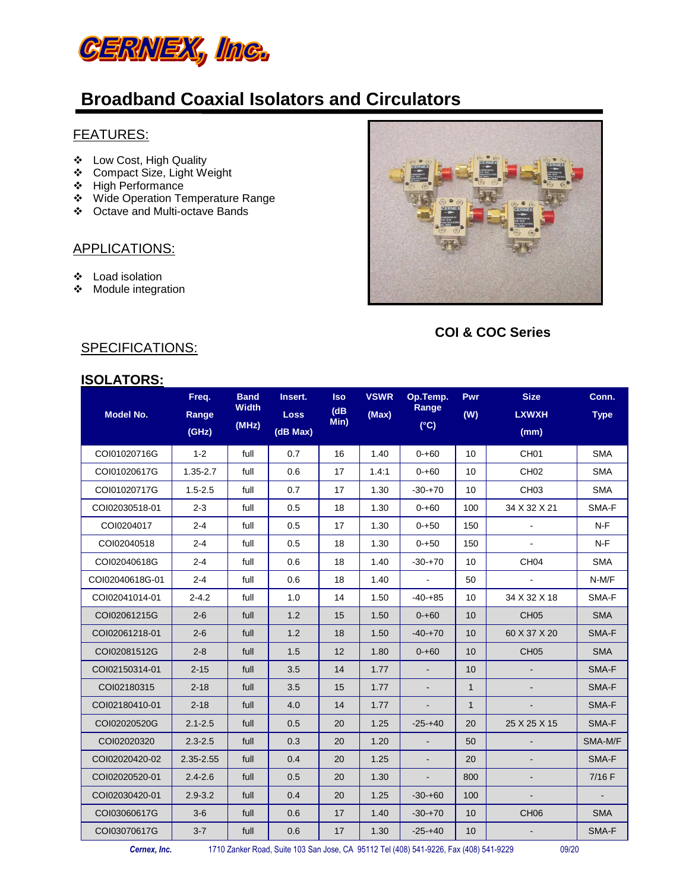# CERNEX, Inc.

## Broadband Coaxial Isolators and Circulators

### FEATURES:

- Low Cost, High Quality
- Compact Size, Light Weight
- High Performance
- Wide Operation Temperature Range
- Octave and Multi-octave Bands

### APPLICATIONS:

- Load isolation
- Module integration

**COI & COC Series**

### SPECIFICATIONS:

### ISOLATORS:

| Model No. | Freq. Range (GHz) | Band Width (MHz) | Insert. Loss (dB Max) | Iso (dB Min) | VSWR (Max) | Op.Temp. Range (°C) | Pwr (W) | Size LXWXH (mm) | Conn. Type |
|---|---|---|---|---|---|---|---|---|---|
| COI01020716G | 1-2 | full | 0.7 | 16 | 1.40 | 0-+60 | 10 | CH01 | SMA |
| COI01020617G | 1.35-2.7 | full | 0.6 | 17 | 1.4:1 | 0-+60 | 10 | CH02 | SMA |
| COI01020717G | 1.5-2.5 | full | 0.7 | 17 | 1.30 | -30-+70 | 10 | CH03 | SMA |
| COI02030518-01 | 2-3 | full | 0.5 | 18 | 1.30 | 0-+60 | 100 | 34 X 32 X 21 | SMA-F |
| COI0204017 | 2-4 | full | 0.5 | 17 | 1.30 | 0-+50 | 150 | - | N-F |
| COI02040518 | 2-4 | full | 0.5 | 18 | 1.30 | 0-+50 | 150 | - | N-F |
| COI02040618G | 2-4 | full | 0.6 | 18 | 1.40 | -30-+70 | 10 | CH04 | SMA |
| COI02040618G-01 | 2-4 | full | 0.6 | 18 | 1.40 | - | 50 | - | N-M/F |
| COI02041014-01 | 2-4.2 | full | 1.0 | 14 | 1.50 | -40-+85 | 10 | 34 X 32 X 18 | SMA-F |
| COI02061215G | 2-6 | full | 1.2 | 15 | 1.50 | 0-+60 | 10 | CH05 | SMA |
| COI02061218-01 | 2-6 | full | 1.2 | 18 | 1.50 | -40-+70 | 10 | 60 X 37 X 20 | SMA-F |
| COI02081512G | 2-8 | full | 1.5 | 12 | 1.80 | 0-+60 | 10 | CH05 | SMA |
| COI02150314-01 | 2-15 | full | 3.5 | 14 | 1.77 | - | 10 | - | SMA-F |
| COI02180315 | 2-18 | full | 3.5 | 15 | 1.77 | - | 1 | - | SMA-F |
| COI02180410-01 | 2-18 | full | 4.0 | 14 | 1.77 | - | 1 | - | SMA-F |
| COI02020520G | 2.1-2.5 | full | 0.5 | 20 | 1.25 | -25-+40 | 20 | 25 X 25 X 15 | SMA-F |
| COI02020320 | 2.3-2.5 | full | 0.3 | 20 | 1.20 | - | 50 | - | SMA-M/F |
| COI02020420-02 | 2.35-2.55 | full | 0.4 | 20 | 1.25 | - | 20 | - | SMA-F |
| COI02020520-01 | 2.4-2.6 | full | 0.5 | 20 | 1.30 | - | 800 | - | 7/16 F |
| COI02030420-01 | 2.9-3.2 | full | 0.4 | 20 | 1.25 | -30-+60 | 100 | - | - |
| COI03060617G | 3-6 | full | 0.6 | 17 | 1.40 | -30-+70 | 10 | CH06 | SMA |
| COI03070617G | 3-7 | full | 0.6 | 17 | 1.30 | -25-+40 | 10 | - | SMA-F |

*Cernex, Inc.* 1710 Zanker Road, Suite 103 San Jose, CA 95112 Tel (408) 541-9226, Fax (408) 541-9229 09/20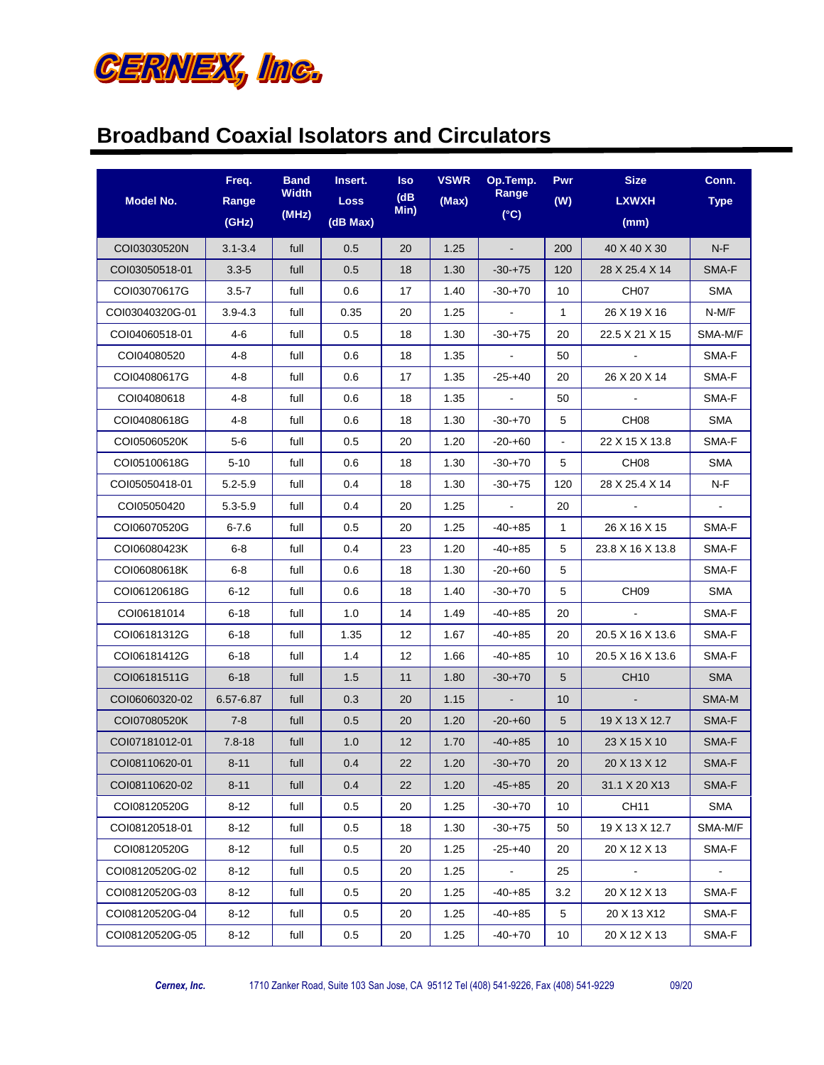# CERNEX, Inc.

## Broadband Coaxial Isolators and Circulators

| Model No. | Freq. Range (GHz) | Band Width (MHz) | Insert. Loss (dB Max) | Iso (dB Min) | VSWR (Max) | Op.Temp. Range (°C) | Pwr (W) | Size LXWXH (mm) | Conn. Type |
|---|---|---|---|---|---|---|---|---|---|
| COI03030520N | 3.1-3.4 | full | 0.5 | 20 | 1.25 | - | 200 | 40 X 40 X 30 | N-F |
| COI03050518-01 | 3.3-5 | full | 0.5 | 18 | 1.30 | -30-+75 | 120 | 28 X 25.4 X 14 | SMA-F |
| COI03070617G | 3.5-7 | full | 0.6 | 17 | 1.40 | -30-+70 | 10 | CH07 | SMA |
| COI03040320G-01 | 3.9-4.3 | full | 0.35 | 20 | 1.25 | - | 1 | 26 X 19 X 16 | N-M/F |
| COI04060518-01 | 4-6 | full | 0.5 | 18 | 1.30 | -30-+75 | 20 | 22.5 X 21 X 15 | SMA-M/F |
| COI04080520 | 4-8 | full | 0.6 | 18 | 1.35 | - | 50 | - | SMA-F |
| COI04080617G | 4-8 | full | 0.6 | 17 | 1.35 | -25-+40 | 20 | 26 X 20 X 14 | SMA-F |
| COI04080618 | 4-8 | full | 0.6 | 18 | 1.35 | - | 50 | - | SMA-F |
| COI04080618G | 4-8 | full | 0.6 | 18 | 1.30 | -30-+70 | 5 | CH08 | SMA |
| COI05060520K | 5-6 | full | 0.5 | 20 | 1.20 | -20-+60 | - | 22 X 15 X 13.8 | SMA-F |
| COI05100618G | 5-10 | full | 0.6 | 18 | 1.30 | -30-+70 | 5 | CH08 | SMA |
| COI05050418-01 | 5.2-5.9 | full | 0.4 | 18 | 1.30 | -30-+75 | 120 | 28 X 25.4 X 14 | N-F |
| COI05050420 | 5.3-5.9 | full | 0.4 | 20 | 1.25 | - | 20 | - | - |
| COI06070520G | 6-7.6 | full | 0.5 | 20 | 1.25 | -40-+85 | 1 | 26 X 16 X 15 | SMA-F |
| COI06080423K | 6-8 | full | 0.4 | 23 | 1.20 | -40-+85 | 5 | 23.8 X 16 X 13.8 | SMA-F |
| COI06080618K | 6-8 | full | 0.6 | 18 | 1.30 | -20-+60 | 5 | | SMA-F |
| COI06120618G | 6-12 | full | 0.6 | 18 | 1.40 | -30-+70 | 5 | CH09 | SMA |
| COI06181014 | 6-18 | full | 1.0 | 14 | 1.49 | -40-+85 | 20 | - | SMA-F |
| COI06181312G | 6-18 | full | 1.35 | 12 | 1.67 | -40-+85 | 20 | 20.5 X 16 X 13.6 | SMA-F |
| COI06181412G | 6-18 | full | 1.4 | 12 | 1.66 | -40-+85 | 10 | 20.5 X 16 X 13.6 | SMA-F |
| COI06181511G | 6-18 | full | 1.5 | 11 | 1.80 | -30-+70 | 5 | CH10 | SMA |
| COI06060320-02 | 6.57-6.87 | full | 0.3 | 20 | 1.15 | - | 10 | - | SMA-M |
| COI07080520K | 7-8 | full | 0.5 | 20 | 1.20 | -20-+60 | 5 | 19 X 13 X 12.7 | SMA-F |
| COI07181012-01 | 7.8-18 | full | 1.0 | 12 | 1.70 | -40-+85 | 10 | 23 X 15 X 10 | SMA-F |
| COI08110620-01 | 8-11 | full | 0.4 | 22 | 1.20 | -30-+70 | 20 | 20 X 13 X 12 | SMA-F |
| COI08110620-02 | 8-11 | full | 0.4 | 22 | 1.20 | -45-+85 | 20 | 31.1 X 20 X13 | SMA-F |
| COI08120520G | 8-12 | full | 0.5 | 20 | 1.25 | -30-+70 | 10 | CH11 | SMA |
| COI08120518-01 | 8-12 | full | 0.5 | 18 | 1.30 | -30-+75 | 50 | 19 X 13 X 12.7 | SMA-M/F |
| COI08120520G | 8-12 | full | 0.5 | 20 | 1.25 | -25-+40 | 20 | 20 X 12 X 13 | SMA-F |
| COI08120520G-02 | 8-12 | full | 0.5 | 20 | 1.25 | - | 25 | - | - |
| COI08120520G-03 | 8-12 | full | 0.5 | 20 | 1.25 | -40-+85 | 3.2 | 20 X 12 X 13 | SMA-F |
| COI08120520G-04 | 8-12 | full | 0.5 | 20 | 1.25 | -40-+85 | 5 | 20 X 13 X12 | SMA-F |
| COI08120520G-05 | 8-12 | full | 0.5 | 20 | 1.25 | -40-+70 | 10 | 20 X 12 X 13 | SMA-F |

*Cernex, Inc.* 1710 Zanker Road, Suite 103 San Jose, CA 95112 Tel (408) 541-9226, Fax (408) 541-9229 09/20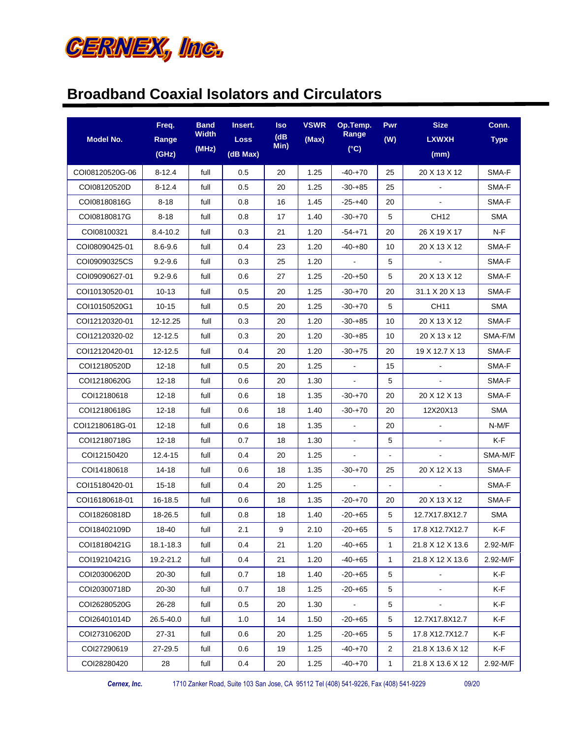# CERNEX, Inc.

## Broadband Coaxial Isolators and Circulators

| Model No. | Freq. Range (GHz) | Band Width (MHz) | Insert. Loss (dB Max) | Iso (dB Min) | VSWR (Max) | Op.Temp. Range (°C) | Pwr (W) | Size LXWXH (mm) | Conn. Type |
|---|---|---|---|---|---|---|---|---|---|
| COI08120520G-06 | 8-12.4 | full | 0.5 | 20 | 1.25 | -40-+70 | 25 | 20 X 13 X 12 | SMA-F |
| COI08120520D | 8-12.4 | full | 0.5 | 20 | 1.25 | -30-+85 | 25 | - | SMA-F |
| COI08180816G | 8-18 | full | 0.8 | 16 | 1.45 | -25-+40 | 20 | - | SMA-F |
| COI08180817G | 8-18 | full | 0.8 | 17 | 1.40 | -30-+70 | 5 | CH12 | SMA |
| COI08100321 | 8.4-10.2 | full | 0.3 | 21 | 1.20 | -54-+71 | 20 | 26 X 19 X 17 | N-F |
| COI08090425-01 | 8.6-9.6 | full | 0.4 | 23 | 1.20 | -40-+80 | 10 | 20 X 13 X 12 | SMA-F |
| COI09090325CS | 9.2-9.6 | full | 0.3 | 25 | 1.20 | - | 5 | - | SMA-F |
| COI09090627-01 | 9.2-9.6 | full | 0.6 | 27 | 1.25 | -20-+50 | 5 | 20 X 13 X 12 | SMA-F |
| COI10130520-01 | 10-13 | full | 0.5 | 20 | 1.25 | -30-+70 | 20 | 31.1 X 20 X 13 | SMA-F |
| COI10150520G1 | 10-15 | full | 0.5 | 20 | 1.25 | -30-+70 | 5 | CH11 | SMA |
| COI12120320-01 | 12-12.25 | full | 0.3 | 20 | 1.20 | -30-+85 | 10 | 20 X 13 X 12 | SMA-F |
| COI12120320-02 | 12-12.5 | full | 0.3 | 20 | 1.20 | -30-+85 | 10 | 20 X 13 x 12 | SMA-F/M |
| COI12120420-01 | 12-12.5 | full | 0.4 | 20 | 1.20 | -30-+75 | 20 | 19 X 12.7 X 13 | SMA-F |
| COI12180520D | 12-18 | full | 0.5 | 20 | 1.25 | - | 15 | - | SMA-F |
| COI12180620G | 12-18 | full | 0.6 | 20 | 1.30 | - | 5 | - | SMA-F |
| COI12180618 | 12-18 | full | 0.6 | 18 | 1.35 | -30-+70 | 20 | 20 X 12 X 13 | SMA-F |
| COI12180618G | 12-18 | full | 0.6 | 18 | 1.40 | -30-+70 | 20 | 12X20X13 | SMA |
| COI12180618G-01 | 12-18 | full | 0.6 | 18 | 1.35 | - | 20 | - | N-M/F |
| COI12180718G | 12-18 | full | 0.7 | 18 | 1.30 | - | 5 | - | K-F |
| COI12150420 | 12.4-15 | full | 0.4 | 20 | 1.25 | - | - | - | SMA-M/F |
| COI14180618 | 14-18 | full | 0.6 | 18 | 1.35 | -30-+70 | 25 | 20 X 12 X 13 | SMA-F |
| COI15180420-01 | 15-18 | full | 0.4 | 20 | 1.25 | - | - | - | SMA-F |
| COI16180618-01 | 16-18.5 | full | 0.6 | 18 | 1.35 | -20-+70 | 20 | 20 X 13 X 12 | SMA-F |
| COI18260818D | 18-26.5 | full | 0.8 | 18 | 1.40 | -20-+65 | 5 | 12.7X17.8X12.7 | SMA |
| COI18402109D | 18-40 | full | 2.1 | 9 | 2.10 | -20-+65 | 5 | 17.8 X12.7X12.7 | K-F |
| COI18180421G | 18.1-18.3 | full | 0.4 | 21 | 1.20 | -40-+65 | 1 | 21.8 X 12 X 13.6 | 2.92-M/F |
| COI19210421G | 19.2-21.2 | full | 0.4 | 21 | 1.20 | -40-+65 | 1 | 21.8 X 12 X 13.6 | 2.92-M/F |
| COI20300620D | 20-30 | full | 0.7 | 18 | 1.40 | -20-+65 | 5 | - | K-F |
| COI20300718D | 20-30 | full | 0.7 | 18 | 1.25 | -20-+65 | 5 | - | K-F |
| COI26280520G | 26-28 | full | 0.5 | 20 | 1.30 | - | 5 | - | K-F |
| COI26401014D | 26.5-40.0 | full | 1.0 | 14 | 1.50 | -20-+65 | 5 | 12.7X17.8X12.7 | K-F |
| COI27310620D | 27-31 | full | 0.6 | 20 | 1.25 | -20-+65 | 5 | 17.8 X12.7X12.7 | K-F |
| COI27290619 | 27-29.5 | full | 0.6 | 19 | 1.25 | -40-+70 | 2 | 21.8 X 13.6 X 12 | K-F |
| COI28280420 | 28 | full | 0.4 | 20 | 1.25 | -40-+70 | 1 | 21.8 X 13.6 X 12 | 2.92-M/F |

*Cernex, Inc.* 1710 Zanker Road, Suite 103 San Jose, CA 95112 Tel (408) 541-9226, Fax (408) 541-9229 09/20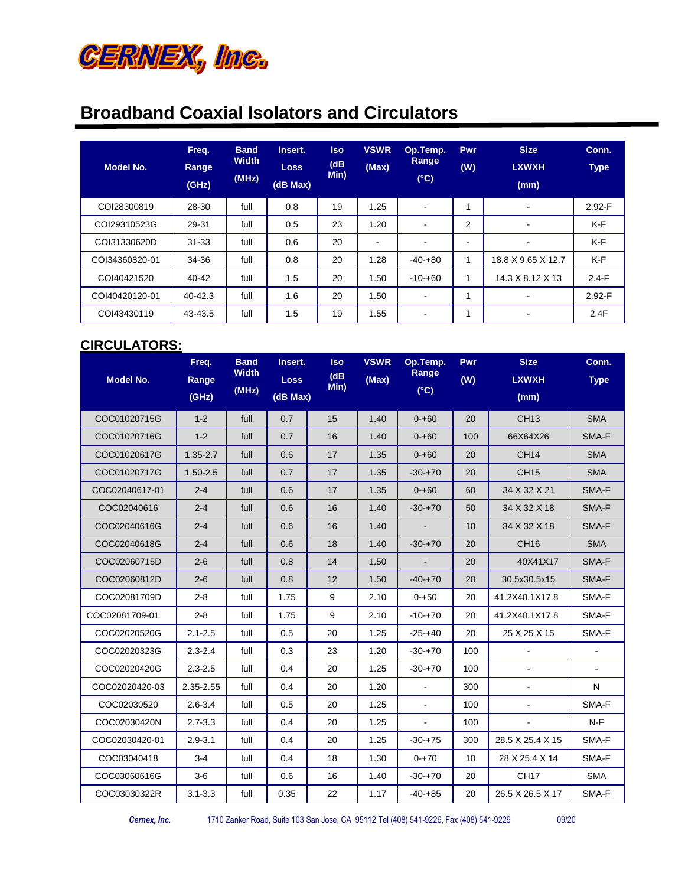CERNEX, Inc.

# Broadband Coaxial Isolators and Circulators

| Model No. | Freq. Range (GHz) | Band Width (MHz) | Insert. Loss (dB Max) | Iso (dB Min) | VSWR (Max) | Op.Temp. Range (°C) | Pwr (W) | Size LXWXH (mm) | Conn. Type |
|---|---|---|---|---|---|---|---|---|---|
| COI28300819 | 28-30 | full | 0.8 | 19 | 1.25 | - | 1 | - | 2.92-F |
| COI29310523G | 29-31 | full | 0.5 | 23 | 1.20 | - | 2 | - | K-F |
| COI31330620D | 31-33 | full | 0.6 | 20 | - | - | - | - | K-F |
| COI34360820-01 | 34-36 | full | 0.8 | 20 | 1.28 | -40-+80 | 1 | 18.8 X 9.65 X 12.7 | K-F |
| COI40421520 | 40-42 | full | 1.5 | 20 | 1.50 | -10-+60 | 1 | 14.3 X 8.12 X 13 | 2.4-F |
| COI40420120-01 | 40-42.3 | full | 1.6 | 20 | 1.50 | - | 1 | - | 2.92-F |
| COI43430119 | 43-43.5 | full | 1.5 | 19 | 1.55 | - | 1 | - | 2.4F |

## CIRCULATORS:

| Model No. | Freq. Range (GHz) | Band Width (MHz) | Insert. Loss (dB Max) | Iso (dB Min) | VSWR (Max) | Op.Temp. Range (°C) | Pwr (W) | Size LXWXH (mm) | Conn. Type |
|---|---|---|---|---|---|---|---|---|---|
| COC01020715G | 1-2 | full | 0.7 | 15 | 1.40 | 0-+60 | 20 | CH13 | SMA |
| COC01020716G | 1-2 | full | 0.7 | 16 | 1.40 | 0-+60 | 100 | 66X64X26 | SMA-F |
| COC01020617G | 1.35-2.7 | full | 0.6 | 17 | 1.35 | 0-+60 | 20 | CH14 | SMA |
| COC01020717G | 1.50-2.5 | full | 0.7 | 17 | 1.35 | -30-+70 | 20 | CH15 | SMA |
| COC02040617-01 | 2-4 | full | 0.6 | 17 | 1.35 | 0-+60 | 60 | 34 X 32 X 21 | SMA-F |
| COC02040616 | 2-4 | full | 0.6 | 16 | 1.40 | -30-+70 | 50 | 34 X 32 X 18 | SMA-F |
| COC02040616G | 2-4 | full | 0.6 | 16 | 1.40 | - | 10 | 34 X 32 X 18 | SMA-F |
| COC02040618G | 2-4 | full | 0.6 | 18 | 1.40 | -30-+70 | 20 | CH16 | SMA |
| COC02060715D | 2-6 | full | 0.8 | 14 | 1.50 | - | 20 | 40X41X17 | SMA-F |
| COC02060812D | 2-6 | full | 0.8 | 12 | 1.50 | -40-+70 | 20 | 30.5x30.5x15 | SMA-F |
| COC02081709D | 2-8 | full | 1.75 | 9 | 2.10 | 0-+50 | 20 | 41.2X40.1X17.8 | SMA-F |
| COC02081709-01 | 2-8 | full | 1.75 | 9 | 2.10 | -10-+70 | 20 | 41.2X40.1X17.8 | SMA-F |
| COC02020520G | 2.1-2.5 | full | 0.5 | 20 | 1.25 | -25-+40 | 20 | 25 X 25 X 15 | SMA-F |
| COC02020323G | 2.3-2.4 | full | 0.3 | 23 | 1.20 | -30-+70 | 100 | - | - |
| COC02020420G | 2.3-2.5 | full | 0.4 | 20 | 1.25 | -30-+70 | 100 | - | - |
| COC02020420-03 | 2.35-2.55 | full | 0.4 | 20 | 1.20 | - | 300 | - | N |
| COC02030520 | 2.6-3.4 | full | 0.5 | 20 | 1.25 | - | 100 | - | SMA-F |
| COC02030420N | 2.7-3.3 | full | 0.4 | 20 | 1.25 | - | 100 | - | N-F |
| COC02030420-01 | 2.9-3.1 | full | 0.4 | 20 | 1.25 | -30-+75 | 300 | 28.5 X 25.4 X 15 | SMA-F |
| COC03040418 | 3-4 | full | 0.4 | 18 | 1.30 | 0-+70 | 10 | 28 X 25.4 X 14 | SMA-F |
| COC03060616G | 3-6 | full | 0.6 | 16 | 1.40 | -30-+70 | 20 | CH17 | SMA |
| COC03030322R | 3.1-3.3 | full | 0.35 | 22 | 1.17 | -40-+85 | 20 | 26.5 X 26.5 X 17 | SMA-F |

*Cernex, Inc.* 1710 Zanker Road, Suite 103 San Jose, CA 95112 Tel (408) 541-9226, Fax (408) 541-9229 09/20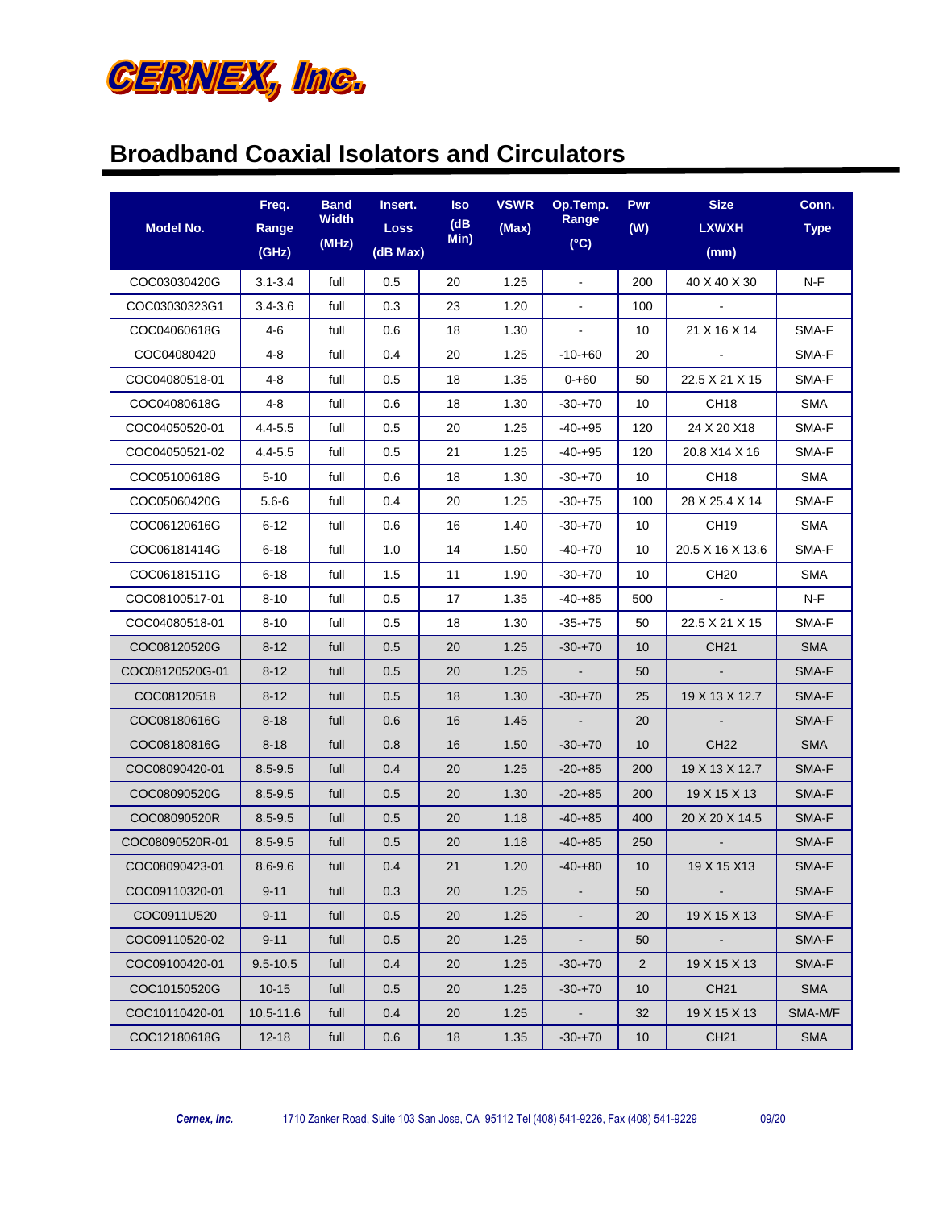# CERNEX, Inc.

## Broadband Coaxial Isolators and Circulators

| Model No. | Freq. Range (GHz) | Band Width (MHz) | Insert. Loss (dB Max) | Iso (dB Min) | VSWR (Max) | Op.Temp. Range (°C) | Pwr (W) | Size LXWXH (mm) | Conn. Type |
|---|---|---|---|---|---|---|---|---|---|
| COC03030420G | 3.1-3.4 | full | 0.5 | 20 | 1.25 | - | 200 | 40 X 40 X 30 | N-F |
| COC03030323G1 | 3.4-3.6 | full | 0.3 | 23 | 1.20 | - | 100 | - | |
| COC04060618G | 4-6 | full | 0.6 | 18 | 1.30 | - | 10 | 21 X 16 X 14 | SMA-F |
| COC04080420 | 4-8 | full | 0.4 | 20 | 1.25 | -10-+60 | 20 | - | SMA-F |
| COC04080518-01 | 4-8 | full | 0.5 | 18 | 1.35 | 0-+60 | 50 | 22.5 X 21 X 15 | SMA-F |
| COC04080618G | 4-8 | full | 0.6 | 18 | 1.30 | -30-+70 | 10 | CH18 | SMA |
| COC04050520-01 | 4.4-5.5 | full | 0.5 | 20 | 1.25 | -40-+95 | 120 | 24 X 20 X18 | SMA-F |
| COC04050521-02 | 4.4-5.5 | full | 0.5 | 21 | 1.25 | -40-+95 | 120 | 20.8 X14 X 16 | SMA-F |
| COC05100618G | 5-10 | full | 0.6 | 18 | 1.30 | -30-+70 | 10 | CH18 | SMA |
| COC05060420G | 5.6-6 | full | 0.4 | 20 | 1.25 | -30-+75 | 100 | 28 X 25.4 X 14 | SMA-F |
| COC06120616G | 6-12 | full | 0.6 | 16 | 1.40 | -30-+70 | 10 | CH19 | SMA |
| COC06181414G | 6-18 | full | 1.0 | 14 | 1.50 | -40-+70 | 10 | 20.5 X 16 X 13.6 | SMA-F |
| COC06181511G | 6-18 | full | 1.5 | 11 | 1.90 | -30-+70 | 10 | CH20 | SMA |
| COC08100517-01 | 8-10 | full | 0.5 | 17 | 1.35 | -40-+85 | 500 | - | N-F |
| COC04080518-01 | 8-10 | full | 0.5 | 18 | 1.30 | -35-+75 | 50 | 22.5 X 21 X 15 | SMA-F |
| COC08120520G | 8-12 | full | 0.5 | 20 | 1.25 | -30-+70 | 10 | CH21 | SMA |
| COC08120520G-01 | 8-12 | full | 0.5 | 20 | 1.25 | - | 50 | - | SMA-F |
| COC08120518 | 8-12 | full | 0.5 | 18 | 1.30 | -30-+70 | 25 | 19 X 13 X 12.7 | SMA-F |
| COC08180616G | 8-18 | full | 0.6 | 16 | 1.45 | - | 20 | - | SMA-F |
| COC08180816G | 8-18 | full | 0.8 | 16 | 1.50 | -30-+70 | 10 | CH22 | SMA |
| COC08090420-01 | 8.5-9.5 | full | 0.4 | 20 | 1.25 | -20-+85 | 200 | 19 X 13 X 12.7 | SMA-F |
| COC08090520G | 8.5-9.5 | full | 0.5 | 20 | 1.30 | -20-+85 | 200 | 19 X 15 X 13 | SMA-F |
| COC08090520R | 8.5-9.5 | full | 0.5 | 20 | 1.18 | -40-+85 | 400 | 20 X 20 X 14.5 | SMA-F |
| COC08090520R-01 | 8.5-9.5 | full | 0.5 | 20 | 1.18 | -40-+85 | 250 | - | SMA-F |
| COC08090423-01 | 8.6-9.6 | full | 0.4 | 21 | 1.20 | -40-+80 | 10 | 19 X 15 X13 | SMA-F |
| COC09110320-01 | 9-11 | full | 0.3 | 20 | 1.25 | - | 50 | - | SMA-F |
| COC0911U520 | 9-11 | full | 0.5 | 20 | 1.25 | - | 20 | 19 X 15 X 13 | SMA-F |
| COC09110520-02 | 9-11 | full | 0.5 | 20 | 1.25 | - | 50 | - | SMA-F |
| COC09100420-01 | 9.5-10.5 | full | 0.4 | 20 | 1.25 | -30-+70 | 2 | 19 X 15 X 13 | SMA-F |
| COC10150520G | 10-15 | full | 0.5 | 20 | 1.25 | -30-+70 | 10 | CH21 | SMA |
| COC10110420-01 | 10.5-11.6 | full | 0.4 | 20 | 1.25 | - | 32 | 19 X 15 X 13 | SMA-M/F |
| COC12180618G | 12-18 | full | 0.6 | 18 | 1.35 | -30-+70 | 10 | CH21 | SMA |

*Cernex, Inc.* 1710 Zanker Road, Suite 103 San Jose, CA 95112 Tel (408) 541-9226, Fax (408) 541-9229 09/20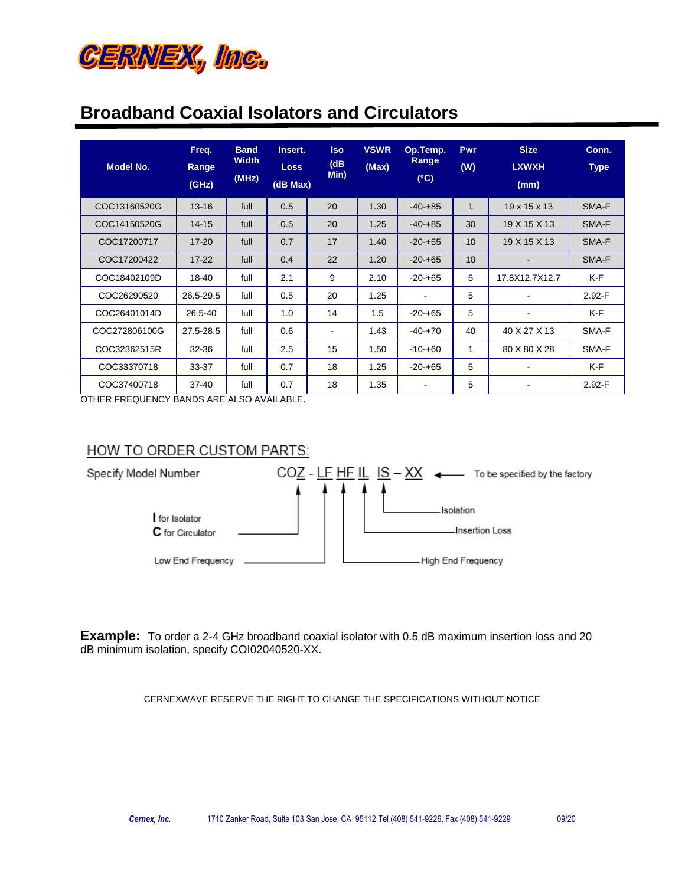CERNEX, Inc.

# Broadband Coaxial Isolators and Circulators

| Model No. | Freq. Range (GHz) | Band Width (MHz) | Insert. Loss (dB Max) | Iso (dB Min) | VSWR (Max) | Op.Temp. Range (°C) | Pwr (W) | Size LXWXH (mm) | Conn. Type |
|---|---|---|---|---|---|---|---|---|---|
| COC13160520G | 13-16 | full | 0.5 | 20 | 1.30 | -40-+85 | 1 | 19 x 15 x 13 | SMA-F |
| COC14150520G | 14-15 | full | 0.5 | 20 | 1.25 | -40-+85 | 30 | 19 X 15 X 13 | SMA-F |
| COC17200717 | 17-20 | full | 0.7 | 17 | 1.40 | -20-+65 | 10 | 19 X 15 X 13 | SMA-F |
| COC17200422 | 17-22 | full | 0.4 | 22 | 1.20 | -20-+65 | 10 | - | SMA-F |
| COC18402109D | 18-40 | full | 2.1 | 9 | 2.10 | -20-+65 | 5 | 17.8X12.7X12.7 | K-F |
| COC26290520 | 26.5-29.5 | full | 0.5 | 20 | 1.25 | - | 5 | - | 2.92-F |
| COC26401014D | 26.5-40 | full | 1.0 | 14 | 1.5 | -20-+65 | 5 | - | K-F |
| COC272806100G | 27.5-28.5 | full | 0.6 | - | 1.43 | -40-+70 | 40 | 40 X 27 X 13 | SMA-F |
| COC32362515R | 32-36 | full | 2.5 | 15 | 1.50 | -10-+60 | 1 | 80 X 80 X 28 | SMA-F |
| COC33370718 | 33-37 | full | 0.7 | 18 | 1.25 | -20-+65 | 5 | - | K-F |
| COC37400718 | 37-40 | full | 0.7 | 18 | 1.35 | - | 5 | - | 2.92-F |

OTHER FREQUENCY BANDS ARE ALSO AVAILABLE.

## HOW TO ORDER CUSTOM PARTS:

Specify Model Number: COZ - LF HF IL IS – XX ← To be specified by the factory

- Z: **I** for Isolator, **C** for Circulator
- LF: Low End Frequency
- HF: High End Frequency
- IL: Insertion Loss
- IS: Isolation

**Example:** To order a 2-4 GHz broadband coaxial isolator with 0.5 dB maximum insertion loss and 20 dB minimum isolation, specify COI02040520-XX.

CERNEXWAVE RESERVE THE RIGHT TO CHANGE THE SPECIFICATIONS WITHOUT NOTICE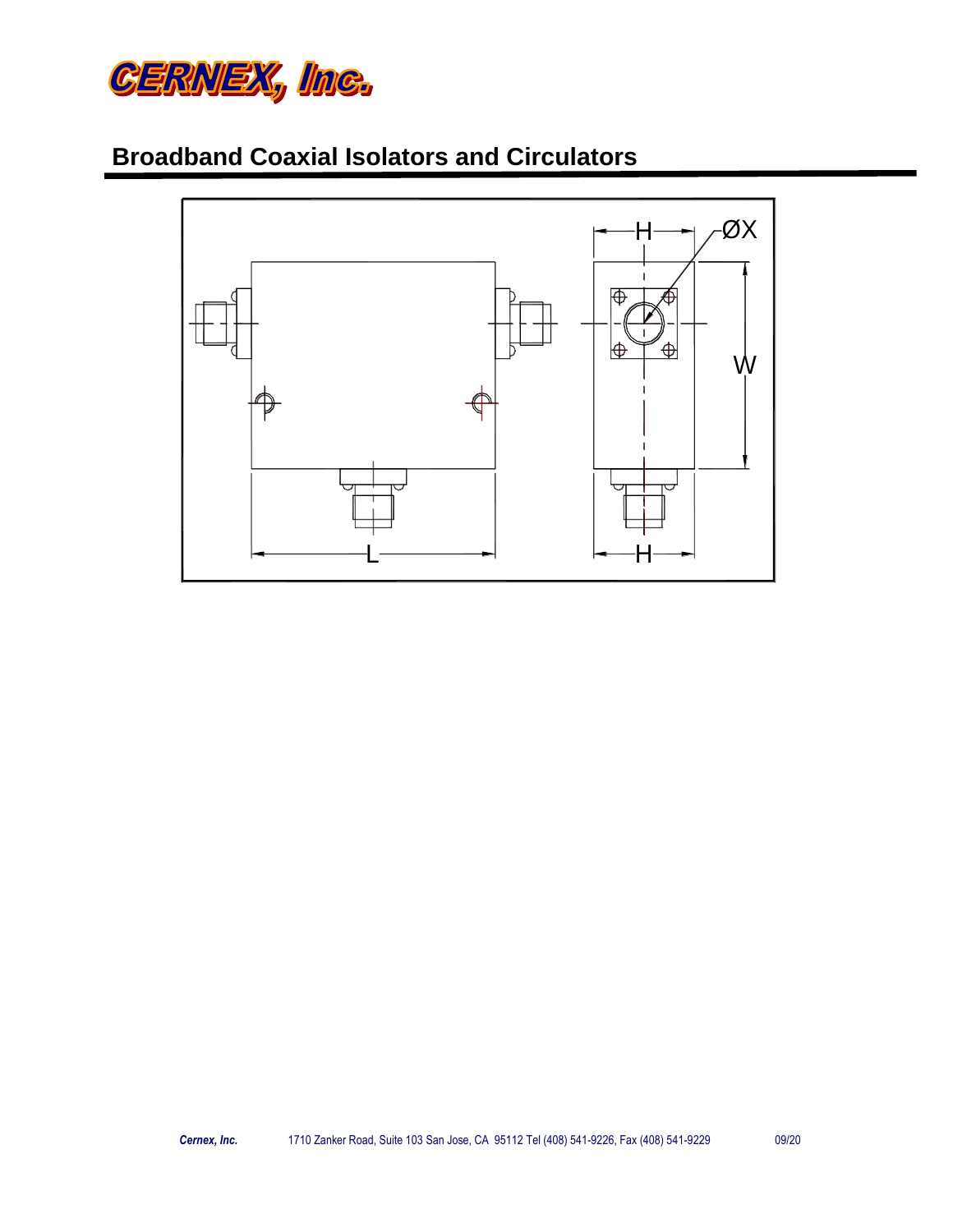# Broadband Coaxial Isolators and Circulators

H

ØX

W

L

H